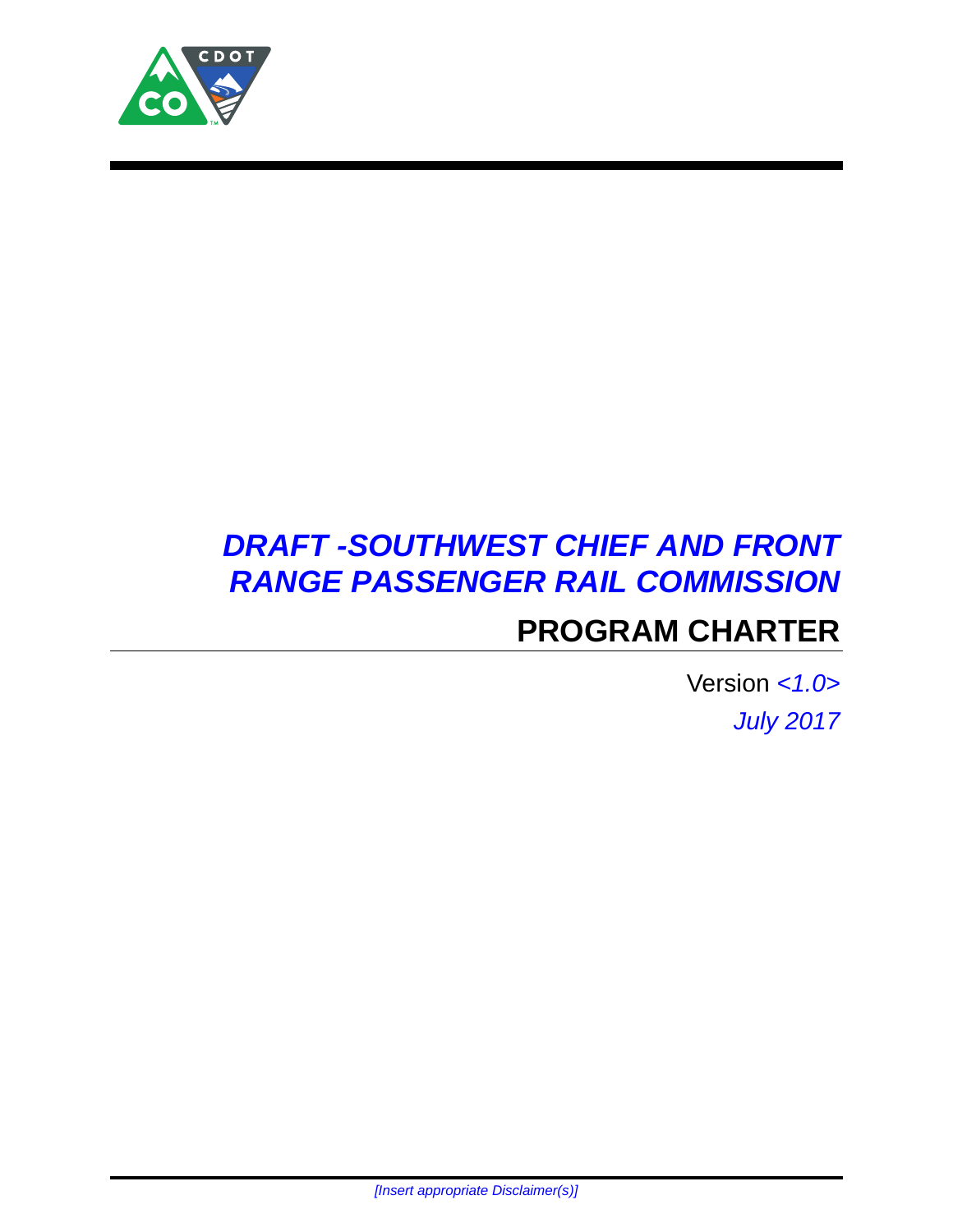# *DRAFT -SOUTHWEST CHIEF AND FRONT RANGE PASSENGER RAIL COMMISSION*

## PROGRAM CHARTER

Version *<1.0>*

*July 2017*

*[Insert appropriate Disclaimer(s)]*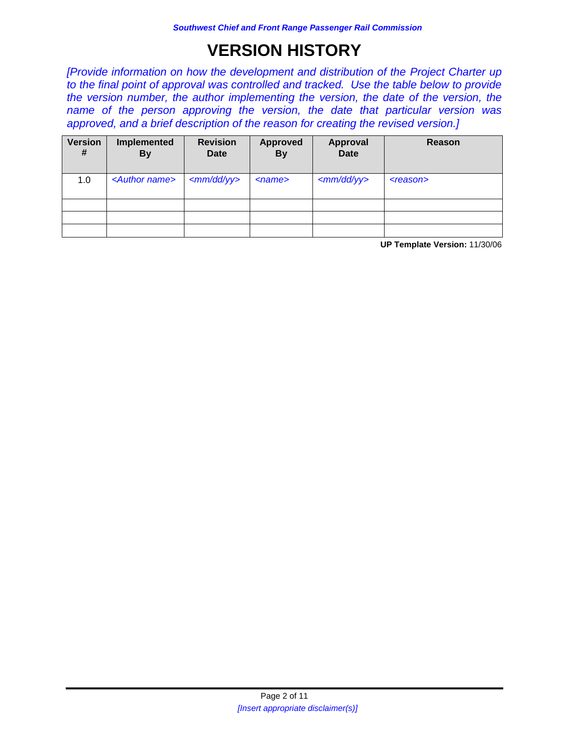# VERSION HISTORY

*[Provide information on how the development and distribution of the Project Charter up to the final point of approval was controlled and tracked. Use the table below to provide the version number, the author implementing the version, the date of the version, the name of the person approving the version, the date that particular version was approved, and a brief description of the reason for creating the revised version.]*

| Version # | Implemented By | Revision Date | Approved By | Approval Date | Reason |
|---|---|---|---|---|---|
| 1.0 | *<Author name>* | *<mm/dd/yy>* | *<name>* | *<mm/dd/yy>* | *<reason>* |
| | | | | | |
| | | | | | |
| | | | | | |

**UP Template Version:** 11/30/06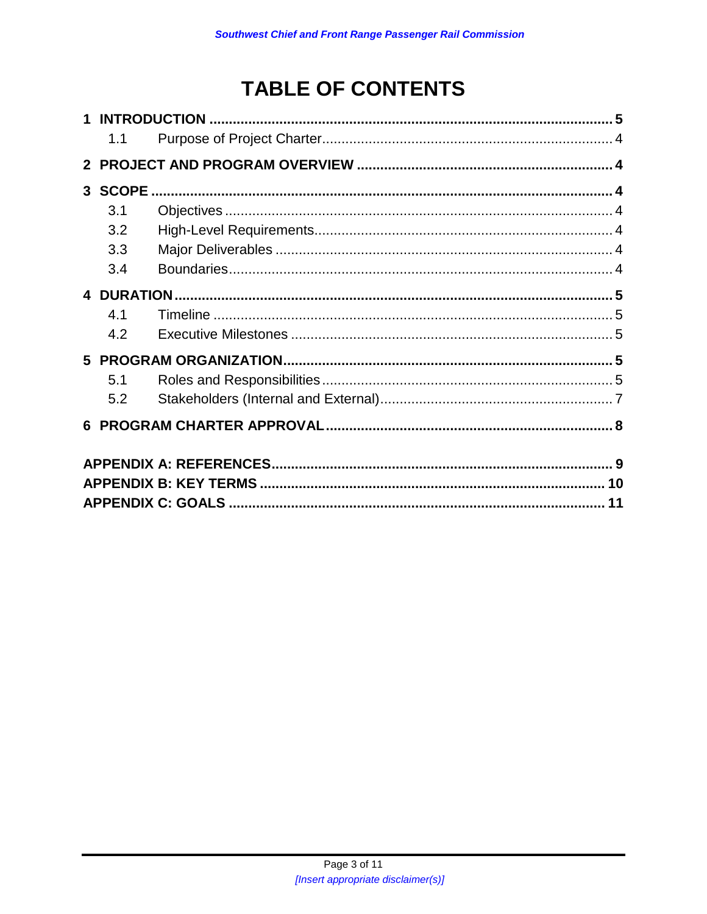# TABLE OF CONTENTS

**1 INTRODUCTION** ..... **5**
- 1.1 Purpose of Project Charter ..... 4

**2 PROJECT AND PROGRAM OVERVIEW** ..... **4**

**3 SCOPE** ..... **4**
- 3.1 Objectives ..... 4
- 3.2 High-Level Requirements ..... 4
- 3.3 Major Deliverables ..... 4
- 3.4 Boundaries ..... 4

**4 DURATION** ..... **5**
- 4.1 Timeline ..... 5
- 4.2 Executive Milestones ..... 5

**5 PROGRAM ORGANIZATION** ..... **5**
- 5.1 Roles and Responsibilities ..... 5
- 5.2 Stakeholders (Internal and External) ..... 7

**6 PROGRAM CHARTER APPROVAL** ..... **8**

**APPENDIX A: REFERENCES** ..... **9**

**APPENDIX B: KEY TERMS** ..... **10**

**APPENDIX C: GOALS** ..... **11**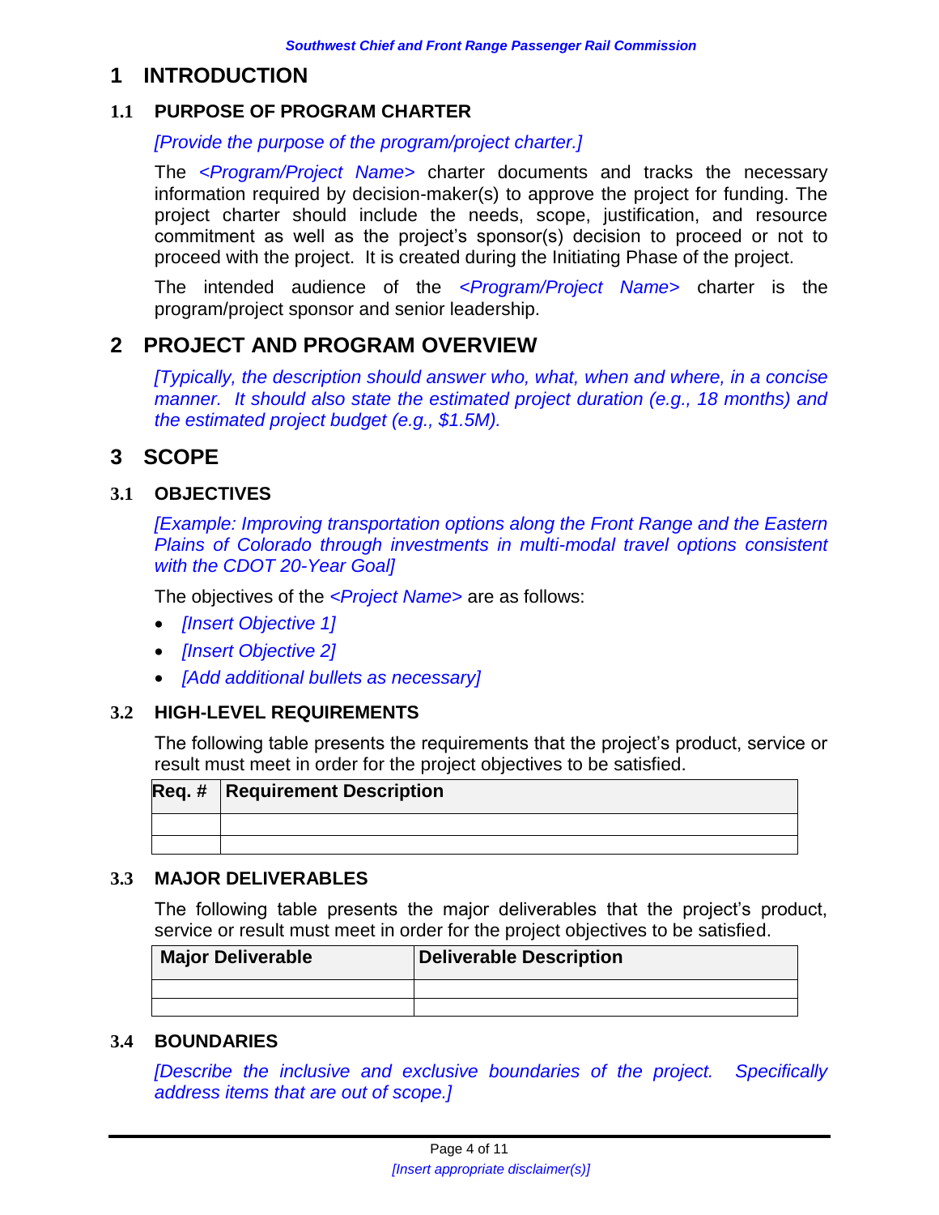# 1 INTRODUCTION

## 1.1 PURPOSE OF PROGRAM CHARTER

*[Provide the purpose of the program/project charter.]*

The *<Program/Project Name>* charter documents and tracks the necessary information required by decision-maker(s) to approve the project for funding. The project charter should include the needs, scope, justification, and resource commitment as well as the project's sponsor(s) decision to proceed or not to proceed with the project. It is created during the Initiating Phase of the project.

The intended audience of the *<Program/Project Name>* charter is the program/project sponsor and senior leadership.

# 2 PROJECT AND PROGRAM OVERVIEW

*[Typically, the description should answer who, what, when and where, in a concise manner. It should also state the estimated project duration (e.g., 18 months) and the estimated project budget (e.g., $1.5M).*

# 3 SCOPE

## 3.1 OBJECTIVES

*[Example: Improving transportation options along the Front Range and the Eastern Plains of Colorado through investments in multi-modal travel options consistent with the CDOT 20-Year Goal]*

The objectives of the *<Project Name>* are as follows:

- *[Insert Objective 1]*
- *[Insert Objective 2]*
- *[Add additional bullets as necessary]*

## 3.2 HIGH-LEVEL REQUIREMENTS

The following table presents the requirements that the project's product, service or result must meet in order for the project objectives to be satisfied.

| Req. # | Requirement Description |
|---|---|
| | |
| | |

## 3.3 MAJOR DELIVERABLES

The following table presents the major deliverables that the project's product, service or result must meet in order for the project objectives to be satisfied.

| Major Deliverable | Deliverable Description |
|---|---|
| | |
| | |

## 3.4 BOUNDARIES

*[Describe the inclusive and exclusive boundaries of the project. Specifically address items that are out of scope.]*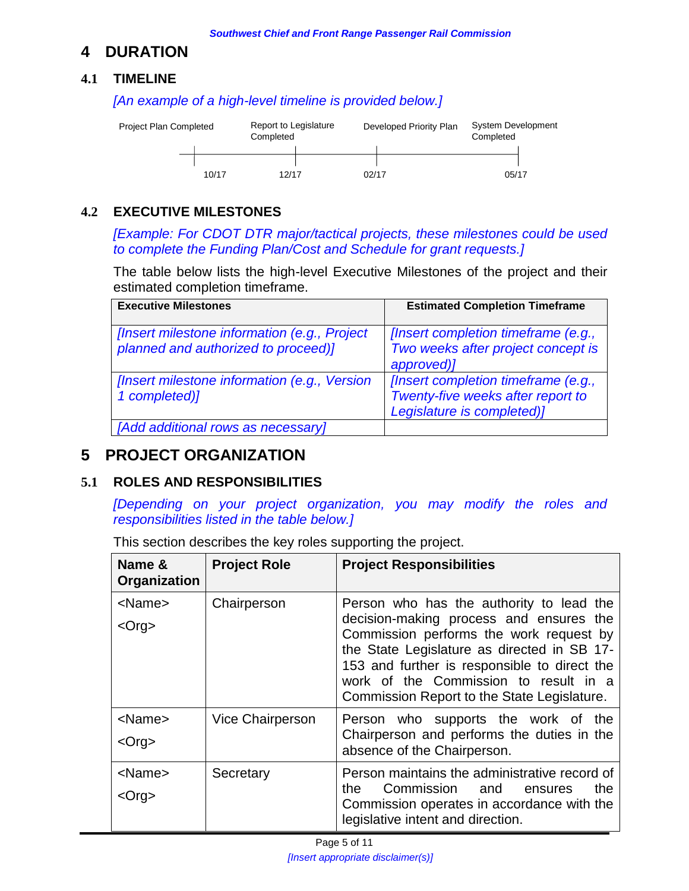# 4 DURATION

## 4.1 TIMELINE

*[An example of a high-level timeline is provided below.]*

| Project Plan Completed | Report to Legislature Completed | Developed Priority Plan | System Development Completed |
|---|---|---|---|
| 10/17 | 12/17 | 02/17 | 05/17 |

## 4.2 EXECUTIVE MILESTONES

*[Example: For CDOT DTR major/tactical projects, these milestones could be used to complete the Funding Plan/Cost and Schedule for grant requests.]*

The table below lists the high-level Executive Milestones of the project and their estimated completion timeframe.

| Executive Milestones | Estimated Completion Timeframe |
|---|---|
| *[Insert milestone information (e.g., Project planned and authorized to proceed)]* | *[Insert completion timeframe (e.g., Two weeks after project concept is approved)]* |
| *[Insert milestone information (e.g., Version 1 completed)]* | *[Insert completion timeframe (e.g., Twenty-five weeks after report to Legislature is completed)]* |
| *[Add additional rows as necessary]* | |

# 5 PROJECT ORGANIZATION

## 5.1 ROLES AND RESPONSIBILITIES

*[Depending on your project organization, you may modify the roles and responsibilities listed in the table below.]*

This section describes the key roles supporting the project.

| Name & Organization | Project Role | Project Responsibilities |
|---|---|---|
| <Name> <Org> | Chairperson | Person who has the authority to lead the decision-making process and ensures the Commission performs the work request by the State Legislature as directed in SB 17-153 and further is responsible to direct the work of the Commission to result in a Commission Report to the State Legislature. |
| <Name> <Org> | Vice Chairperson | Person who supports the work of the Chairperson and performs the duties in the absence of the Chairperson. |
| <Name> <Org> | Secretary | Person maintains the administrative record of the Commission and ensures the Commission operates in accordance with the legislative intent and direction. |

*[Insert appropriate disclaimer(s)]*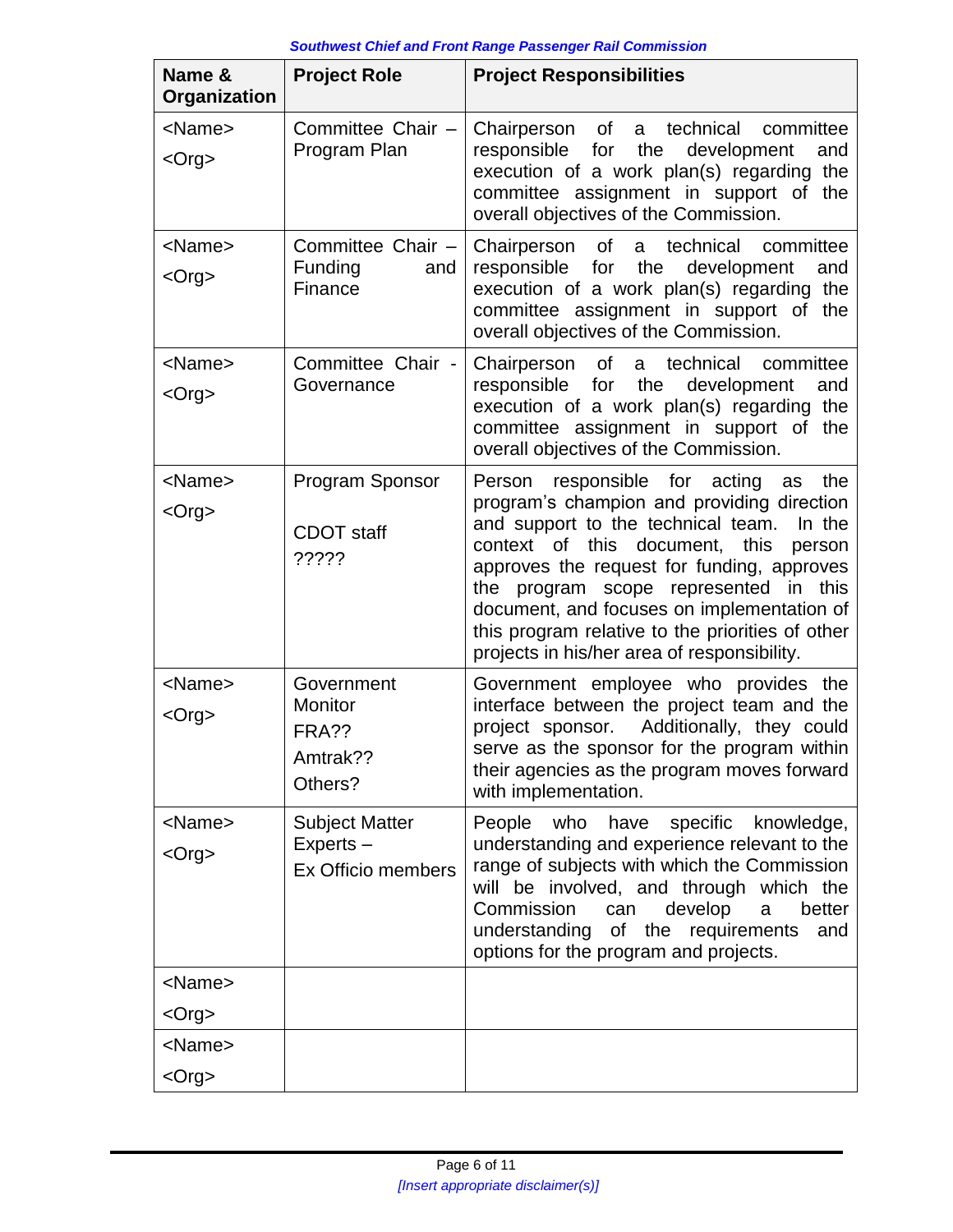| Name & Organization | Project Role | Project Responsibilities |
|---|---|---|
| <Name><br><Org> | Committee Chair – Program Plan | Chairperson of a technical committee responsible for the development and execution of a work plan(s) regarding the committee assignment in support of the overall objectives of the Commission. |
| <Name><br><Org> | Committee Chair – Funding and Finance | Chairperson of a technical committee responsible for the development and execution of a work plan(s) regarding the committee assignment in support of the overall objectives of the Commission. |
| <Name><br><Org> | Committee Chair - Governance | Chairperson of a technical committee responsible for the development and execution of a work plan(s) regarding the committee assignment in support of the overall objectives of the Commission. |
| <Name><br><Org> | Program Sponsor<br><br>CDOT staff<br>????? | Person responsible for acting as the program's champion and providing direction and support to the technical team. In the context of this document, this person approves the request for funding, approves the program scope represented in this document, and focuses on implementation of this program relative to the priorities of other projects in his/her area of responsibility. |
| <Name><br><Org> | Government Monitor<br>FRA??<br>Amtrak??<br>Others? | Government employee who provides the interface between the project team and the project sponsor. Additionally, they could serve as the sponsor for the program within their agencies as the program moves forward with implementation. |
| <Name><br><Org> | Subject Matter Experts –<br>Ex Officio members | People who have specific knowledge, understanding and experience relevant to the range of subjects with which the Commission will be involved, and through which the Commission can develop a better understanding of the requirements and options for the program and projects. |
| <Name><br><Org> | | |
| <Name><br><Org> | | |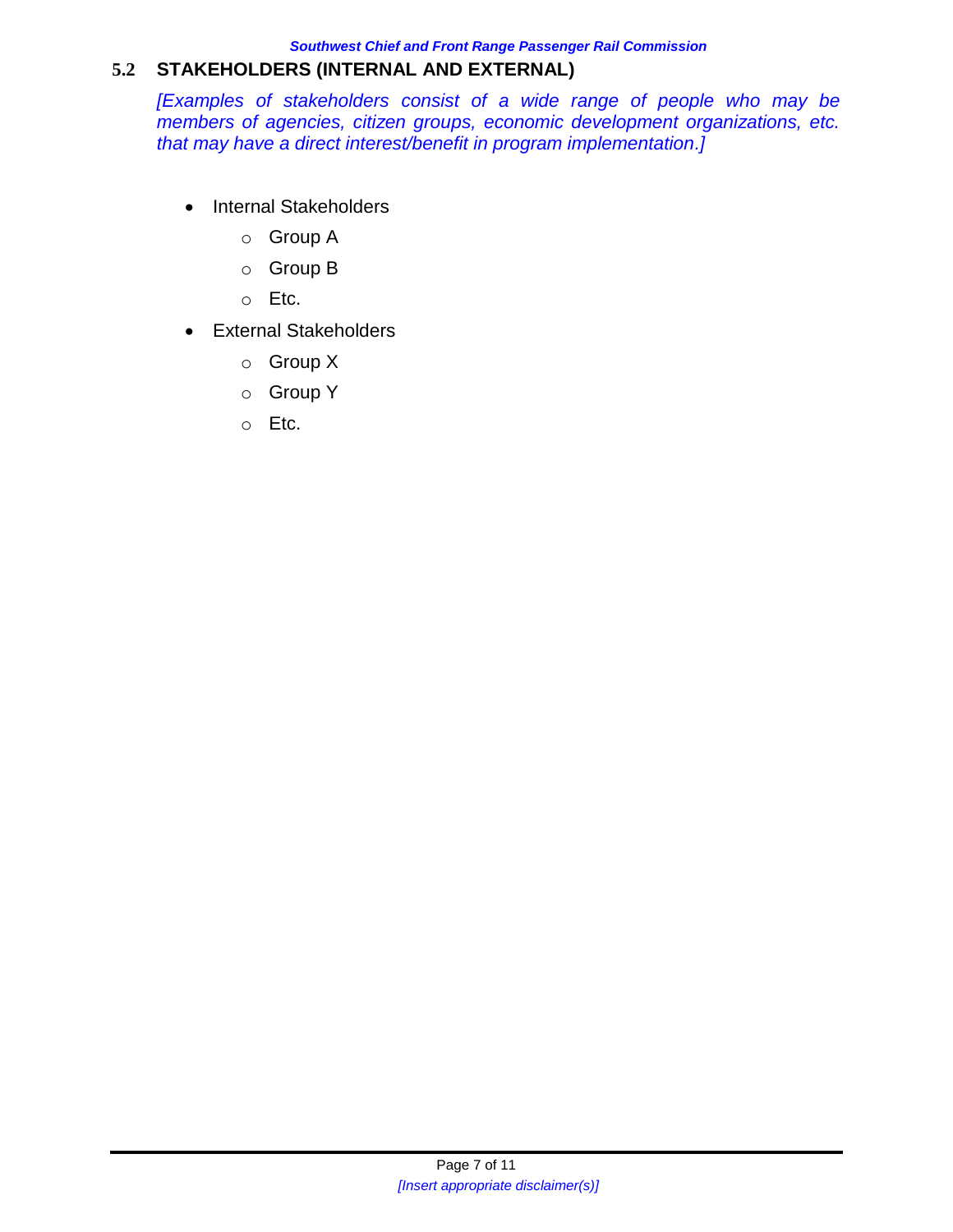## 5.2 STAKEHOLDERS (INTERNAL AND EXTERNAL)

*[Examples of stakeholders consist of a wide range of people who may be members of agencies, citizen groups, economic development organizations, etc. that may have a direct interest/benefit in program implementation.]*

- Internal Stakeholders
    - Group A
    - Group B
    - Etc.
- External Stakeholders
    - Group X
    - Group Y
    - Etc.

*[Insert appropriate disclaimer(s)]*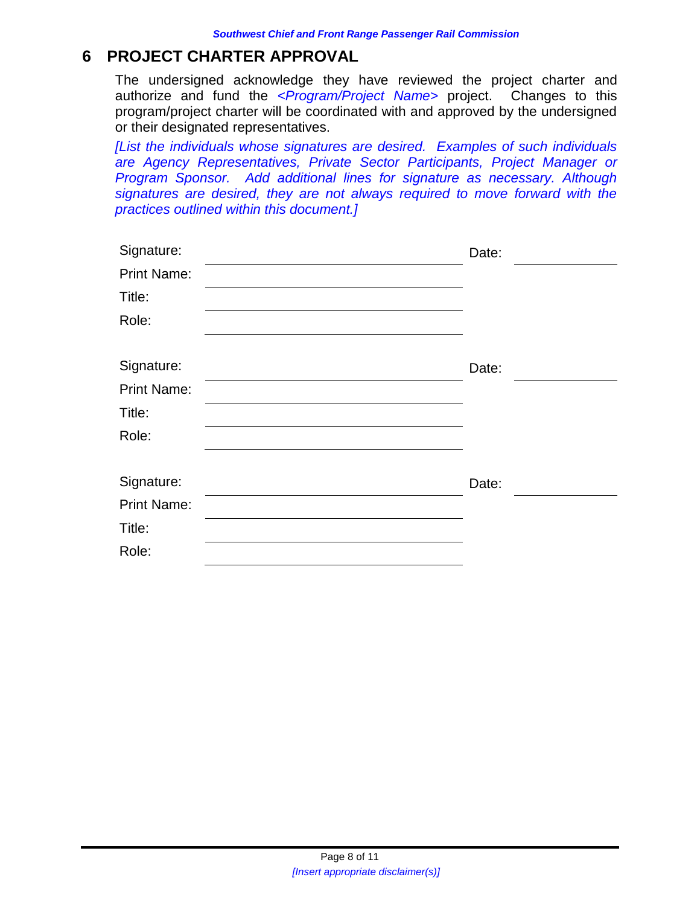# 6 PROJECT CHARTER APPROVAL

The undersigned acknowledge they have reviewed the project charter and authorize and fund the *<Program/Project Name>* project. Changes to this program/project charter will be coordinated with and approved by the undersigned or their designated representatives.

*[List the individuals whose signatures are desired. Examples of such individuals are Agency Representatives, Private Sector Participants, Project Manager or Program Sponsor. Add additional lines for signature as necessary. Although signatures are desired, they are not always required to move forward with the practices outlined within this document.]*

Signature: ______________________________ Date: ____________

Print Name: ______________________________

Title: ______________________________

Role: ______________________________

Signature: ______________________________ Date: ____________

Print Name: ______________________________

Title: ______________________________

Role: ______________________________

Signature: ______________________________ Date: ____________

Print Name: ______________________________

Title: ______________________________

Role: ______________________________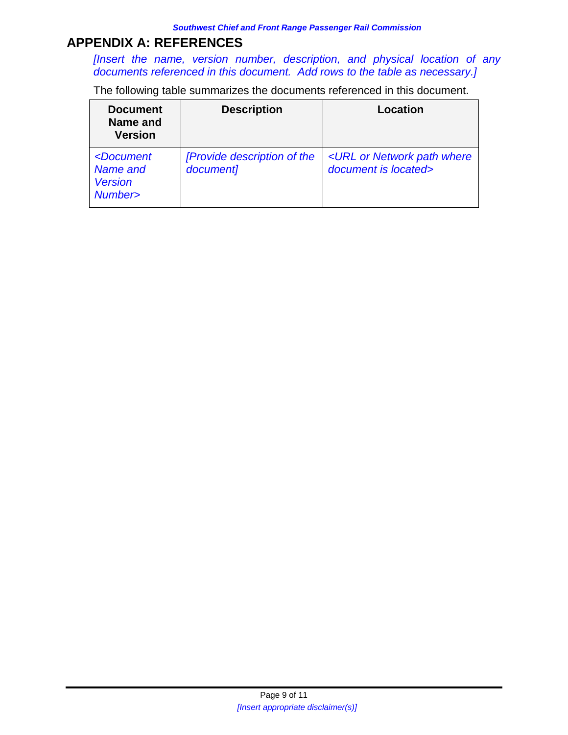# APPENDIX A: REFERENCES

*[Insert the name, version number, description, and physical location of any documents referenced in this document. Add rows to the table as necessary.]*

The following table summarizes the documents referenced in this document.

| Document Name and Version | Description | Location |
|---|---|---|
| *<Document Name and Version Number>* | *[Provide description of the document]* | *<URL or Network path where document is located>* |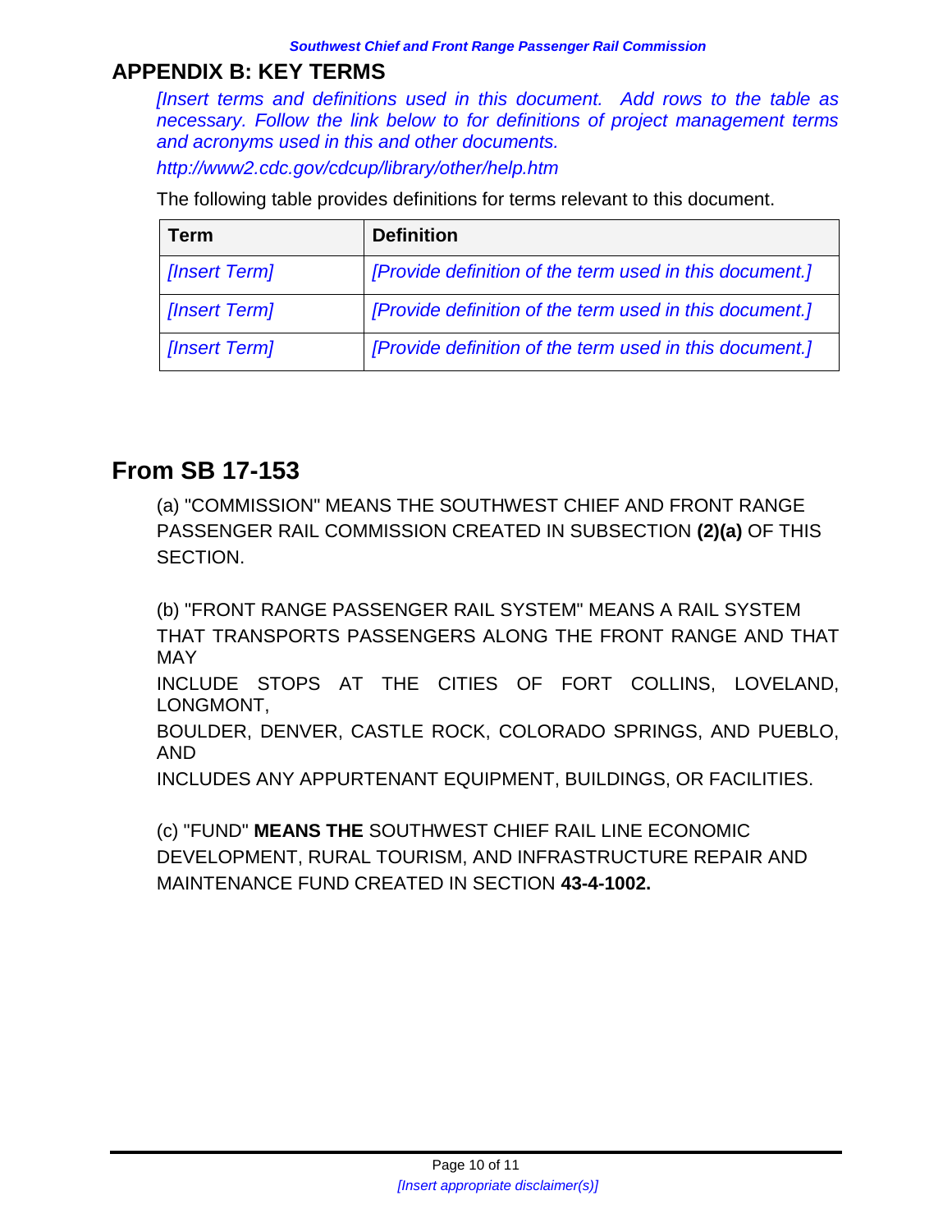## APPENDIX B: KEY TERMS

*[Insert terms and definitions used in this document. Add rows to the table as necessary. Follow the link below to for definitions of project management terms and acronyms used in this and other documents.*

*http://www2.cdc.gov/cdcup/library/other/help.htm*

The following table provides definitions for terms relevant to this document.

| Term | Definition |
|---|---|
| *[Insert Term]* | *[Provide definition of the term used in this document.]* |
| *[Insert Term]* | *[Provide definition of the term used in this document.]* |
| *[Insert Term]* | *[Provide definition of the term used in this document.]* |

## From SB 17-153

(a) "COMMISSION" MEANS THE SOUTHWEST CHIEF AND FRONT RANGE PASSENGER RAIL COMMISSION CREATED IN SUBSECTION **(2)(a)** OF THIS SECTION.

(b) "FRONT RANGE PASSENGER RAIL SYSTEM" MEANS A RAIL SYSTEM THAT TRANSPORTS PASSENGERS ALONG THE FRONT RANGE AND THAT MAY INCLUDE STOPS AT THE CITIES OF FORT COLLINS, LOVELAND, LONGMONT, BOULDER, DENVER, CASTLE ROCK, COLORADO SPRINGS, AND PUEBLO, AND INCLUDES ANY APPURTENANT EQUIPMENT, BUILDINGS, OR FACILITIES.

(c) "FUND" **MEANS THE** SOUTHWEST CHIEF RAIL LINE ECONOMIC DEVELOPMENT, RURAL TOURISM, AND INFRASTRUCTURE REPAIR AND MAINTENANCE FUND CREATED IN SECTION **43-4-1002.**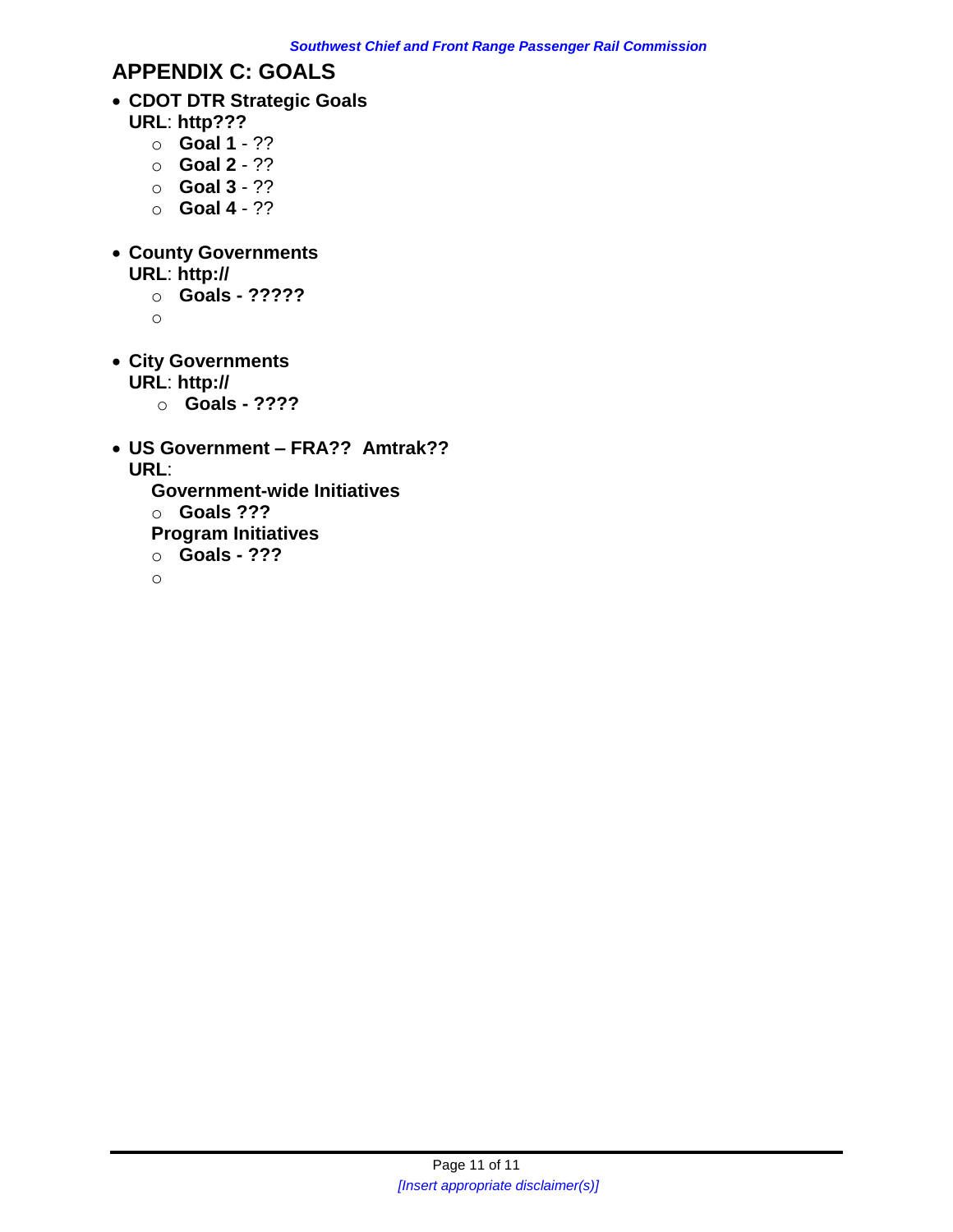# APPENDIX C: GOALS

- **CDOT DTR Strategic Goals**
  **URL**: **http???**
  - **Goal 1** - ??
  - **Goal 2** - ??
  - **Goal 3** - ??
  - **Goal 4** - ??

- **County Governments**
  **URL**: **http://**
  - **Goals - ?????**
  -

- **City Governments**
  **URL**: **http://**
  - **Goals - ????**

- **US Government – FRA?? Amtrak??**
  **URL**:
  **Government-wide Initiatives**
  - **Goals ???**

  **Program Initiatives**
  - **Goals - ???**
  -

*[Insert appropriate disclaimer(s)]*